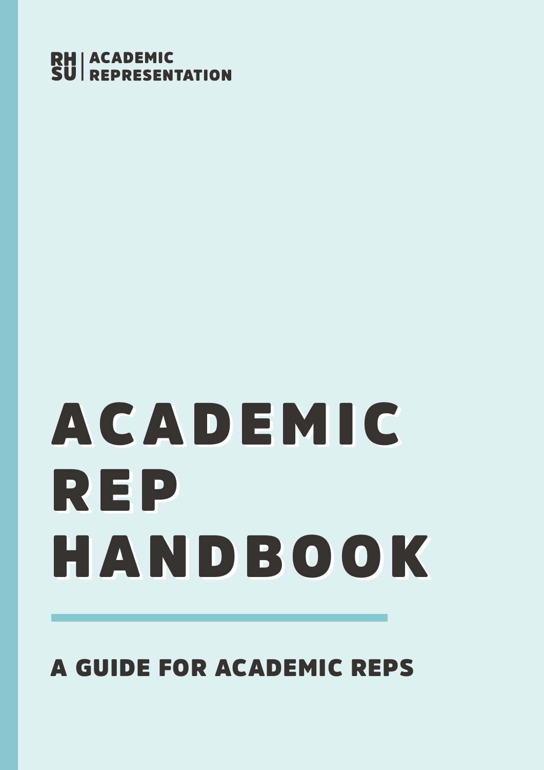RH SU | ACADEMIC REPRESENTATION

# ACADEMIC REP HANDBOOK

## A GUIDE FOR ACADEMIC REPS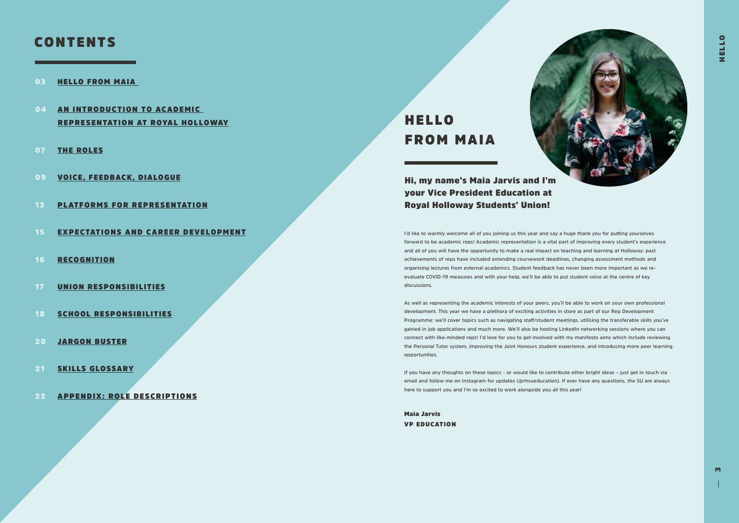# CONTENTS

- 03 HELLO FROM MAIA
- 04 AN INTRODUCTION TO ACADEMIC REPRESENTATION AT ROYAL HOLLOWAY
- 07 THE ROLES
- 09 VOICE, FEEDBACK, DIALOGUE
- 13 PLATFORMS FOR REPRESENTATION
- 15 EXPECTATIONS AND CAREER DEVELOPMENT
- 16 RECOGNITION
- 17 UNION RESPONSIBILITIES
- 18 SCHOOL RESPONSIBILITIES
- 20 JARGON BUSTER
- 21 SKILLS GLOSSARY
- 22 APPENDIX: ROLE DESCRIPTIONS

# HELLO FROM MAIA

## Hi, my name's Maia Jarvis and I'm your Vice President Education at Royal Holloway Students' Union!

I'd like to warmly welcome all of you joining us this year and say a huge thank you for putting yourselves forward to be academic reps! Academic representation is a vital part of improving every student's experience and all of you will have the opportunity to make a real impact on teaching and learning at Holloway: past achievements of reps have included extending coursework deadlines, changing assessment methods and organising lectures from external academics. Student feedback has never been more important as we re-evaluate COVID-19 measures and with your help, we'll be able to put student voice at the centre of key discussions.

As well as representing the academic interests of your peers, you'll be able to work on your own professional development. This year we have a plethora of exciting activities in store as part of our Rep Development Programme: we'll cover topics such as navigating staff/student meetings, utilising the transferable skills you've gained in job applications and much more. We'll also be hosting LinkedIn networking sessions where you can connect with like-minded reps! I'd love for you to get involved with my manifesto aims which include reviewing the Personal Tutor system, improving the Joint Honours student experience, and introducing more peer learning opportunities.

If you have any thoughts on these topics – or would like to contribute other bright ideas – just get in touch via email and follow me on Instagram for updates (@rhsueducation). If ever have any questions, the SU are always here to support you and I'm so excited to work alongside you all this year!

**Maia Jarvis**
**VP EDUCATION**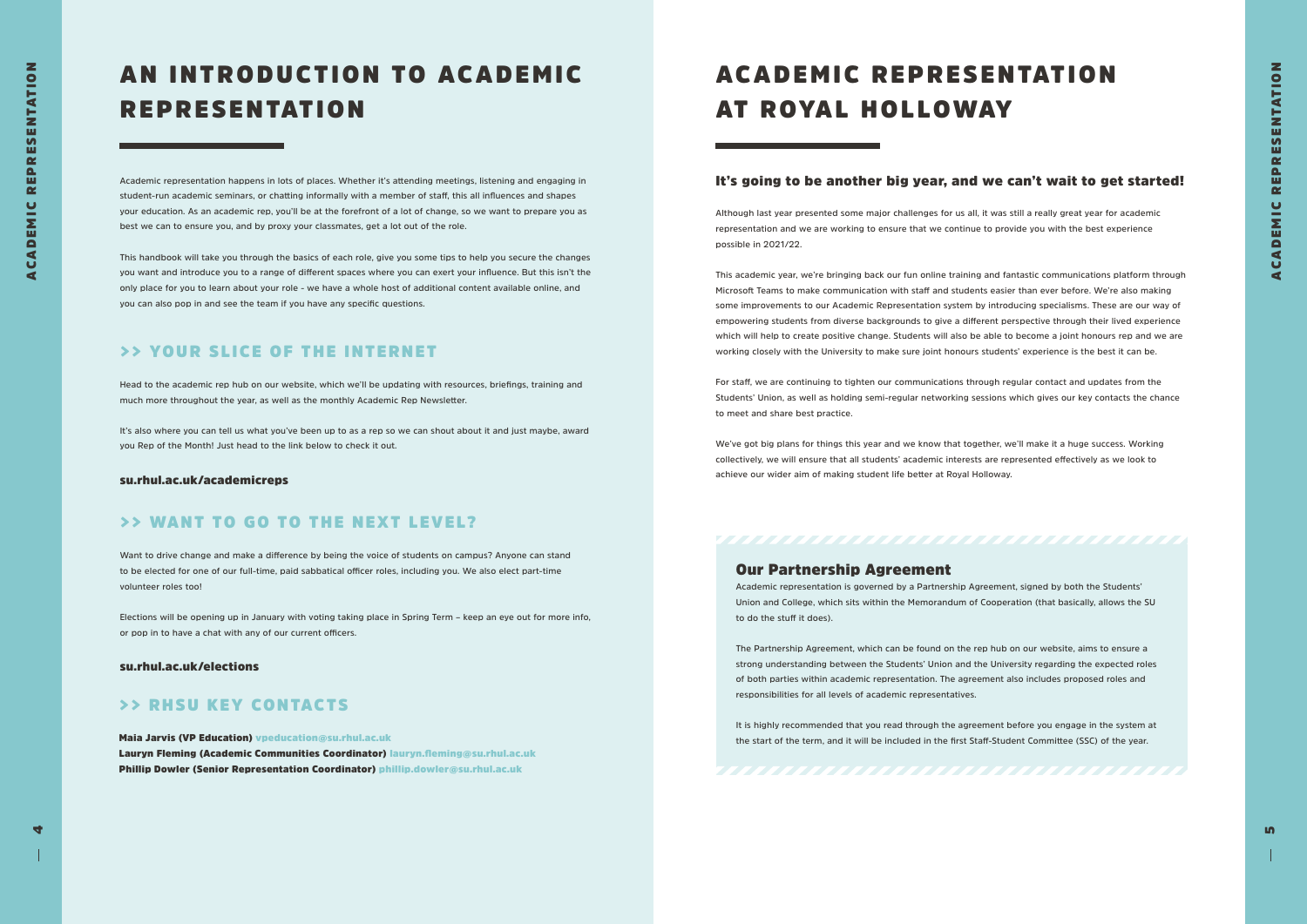# AN INTRODUCTION TO ACADEMIC REPRESENTATION

Academic representation happens in lots of places. Whether it's attending meetings, listening and engaging in student-run academic seminars, or chatting informally with a member of staff, this all influences and shapes your education. As an academic rep, you'll be at the forefront of a lot of change, so we want to prepare you as best we can to ensure you, and by proxy your classmates, get a lot out of the role.

This handbook will take you through the basics of each role, give you some tips to help you secure the changes you want and introduce you to a range of different spaces where you can exert your influence. But this isn't the only place for you to learn about your role - we have a whole host of additional content available online, and you can also pop in and see the team if you have any specific questions.

## >> YOUR SLICE OF THE INTERNET

Head to the academic rep hub on our website, which we'll be updating with resources, briefings, training and much more throughout the year, as well as the monthly Academic Rep Newsletter.

It's also where you can tell us what you've been up to as a rep so we can shout about it and just maybe, award you Rep of the Month! Just head to the link below to check it out.

**su.rhul.ac.uk/academicreps**

## >> WANT TO GO TO THE NEXT LEVEL?

Want to drive change and make a difference by being the voice of students on campus? Anyone can stand to be elected for one of our full-time, paid sabbatical officer roles, including you. We also elect part-time volunteer roles too!

Elections will be opening up in January with voting taking place in Spring Term – keep an eye out for more info, or pop in to have a chat with any of our current officers.

**su.rhul.ac.uk/elections**

## >> RHSU KEY CONTACTS

**Maia Jarvis (VP Education)** vpeducation@su.rhul.ac.uk
**Lauryn Fleming (Academic Communities Coordinator)** lauryn.fleming@su.rhul.ac.uk
**Phillip Dowler (Senior Representation Coordinator)** phillip.dowler@su.rhul.ac.uk

# ACADEMIC REPRESENTATION AT ROYAL HOLLOWAY

### It's going to be another big year, and we can't wait to get started!

Although last year presented some major challenges for us all, it was still a really great year for academic representation and we are working to ensure that we continue to provide you with the best experience possible in 2021/22.

This academic year, we're bringing back our fun online training and fantastic communications platform through Microsoft Teams to make communication with staff and students easier than ever before. We're also making some improvements to our Academic Representation system by introducing specialisms. These are our way of empowering students from diverse backgrounds to give a different perspective through their lived experience which will help to create positive change. Students will also be able to become a joint honours rep and we are working closely with the University to make sure joint honours students' experience is the best it can be.

For staff, we are continuing to tighten our communications through regular contact and updates from the Students' Union, as well as holding semi-regular networking sessions which gives our key contacts the chance to meet and share best practice.

We've got big plans for things this year and we know that together, we'll make it a huge success. Working collectively, we will ensure that all students' academic interests are represented effectively as we look to achieve our wider aim of making student life better at Royal Holloway.

### Our Partnership Agreement

Academic representation is governed by a Partnership Agreement, signed by both the Students' Union and College, which sits within the Memorandum of Cooperation (that basically, allows the SU to do the stuff it does).

The Partnership Agreement, which can be found on the rep hub on our website, aims to ensure a strong understanding between the Students' Union and the University regarding the expected roles of both parties within academic representation. The agreement also includes proposed roles and responsibilities for all levels of academic representatives.

It is highly recommended that you read through the agreement before you engage in the system at the start of the term, and it will be included in the first Staff-Student Committee (SSC) of the year.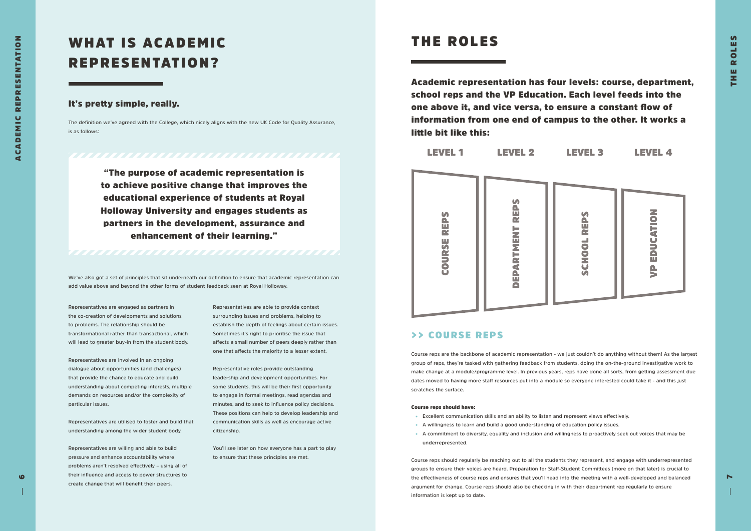# WHAT IS ACADEMIC REPRESENTATION?

### It's pretty simple, really.

The definition we've agreed with the College, which nicely aligns with the new UK Code for Quality Assurance, is as follows:

> **"The purpose of academic representation is to achieve positive change that improves the educational experience of students at Royal Holloway University and engages students as partners in the development, assurance and enhancement of their learning."**

We've also got a set of principles that sit underneath our definition to ensure that academic representation can add value above and beyond the other forms of student feedback seen at Royal Holloway.

Representatives are engaged as partners in the co-creation of developments and solutions to problems. The relationship should be transformational rather than transactional, which will lead to greater buy-in from the student body.

Representatives are involved in an ongoing dialogue about opportunities (and challenges) that provide the chance to educate and build understanding about competing interests, multiple demands on resources and/or the complexity of particular issues.

Representatives are utilised to foster and build that understanding among the wider student body.

Representatives are willing and able to build pressure and enhance accountability where problems aren't resolved effectively – using all of their influence and access to power structures to create change that will benefit their peers.

Representatives are able to provide context surrounding issues and problems, helping to establish the depth of feelings about certain issues. Sometimes it's right to prioritise the issue that affects a small number of peers deeply rather than one that affects the majority to a lesser extent.

Representative roles provide outstanding leadership and development opportunities. For some students, this will be their first opportunity to engage in formal meetings, read agendas and minutes, and to seek to influence policy decisions. These positions can help to develop leadership and communication skills as well as encourage active citizenship.

You'll see later on how everyone has a part to play to ensure that these principles are met.

# THE ROLES

**Academic representation has four levels: course, department, school reps and the VP Education. Each level feeds into the one above it, and vice versa, to ensure a constant flow of information from one end of campus to the other. It works a little bit like this:**

| LEVEL 1 | LEVEL 2 | LEVEL 3 | LEVEL 4 |
|---|---|---|---|
| COURSE REPS | DEPARTMENT REPS | SCHOOL REPS | VP EDUCATION |

## >> COURSE REPS

Course reps are the backbone of academic representation - we just couldn't do anything without them! As the largest group of reps, they're tasked with gathering feedback from students, doing the on-the-ground investigative work to make change at a module/programme level. In previous years, reps have done all sorts, from getting assessment due dates moved to having more staff resources put into a module so everyone interested could take it - and this just scratches the surface.

**Course reps should have:**

- Excellent communication skills and an ability to listen and represent views effectively.
- A willingness to learn and build a good understanding of education policy issues.
- A commitment to diversity, equality and inclusion and willingness to proactively seek out voices that may be underrepresented.

Course reps should regularly be reaching out to all the students they represent, and engage with underrepresented groups to ensure their voices are heard. Preparation for Staff-Student Committees (more on that later) is crucial to the effectiveness of course reps and ensures that you'll head into the meeting with a well-developed and balanced argument for change. Course reps should also be checking in with their department rep regularly to ensure information is kept up to date.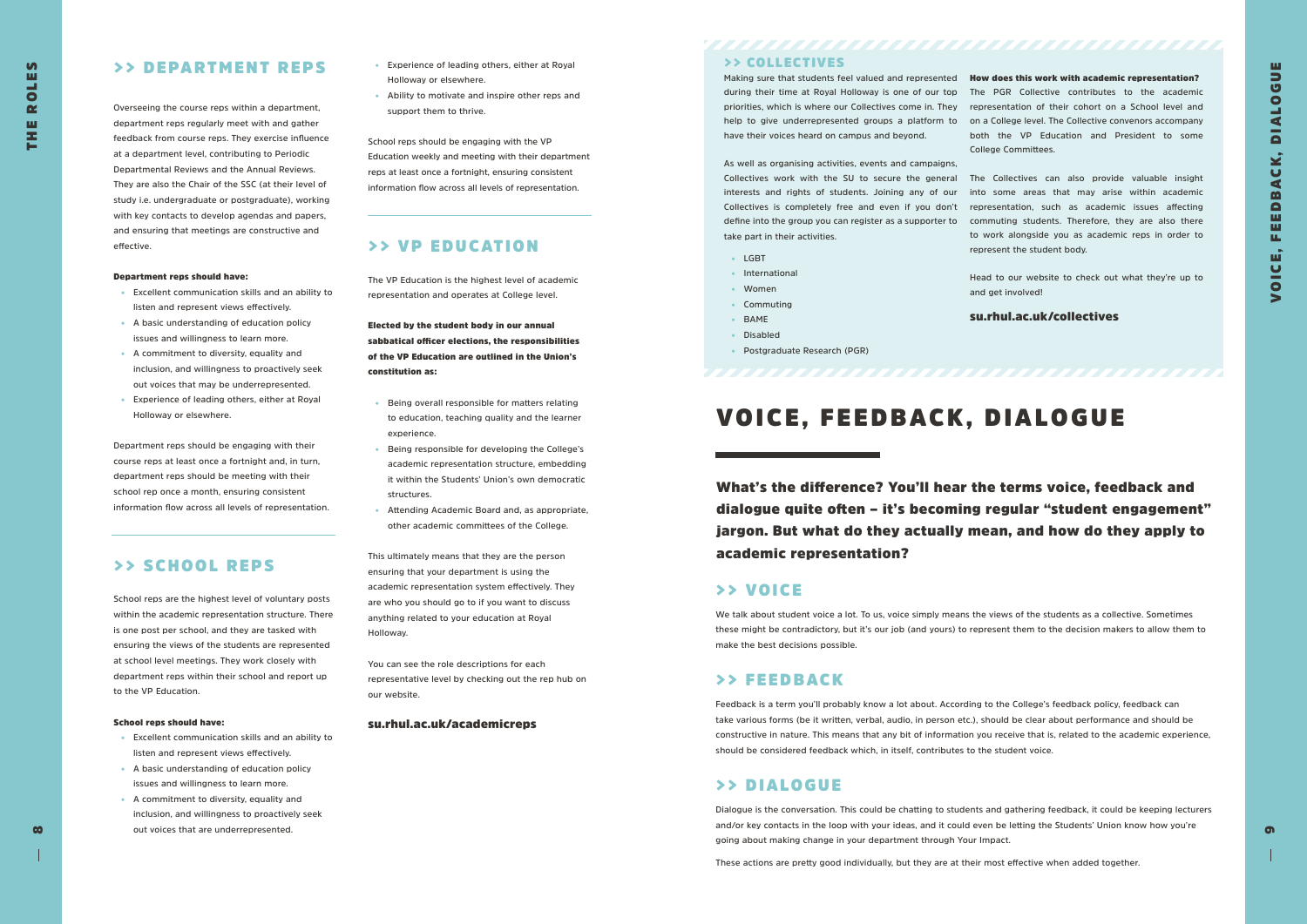## >> DEPARTMENT REPS

Overseeing the course reps within a department, department reps regularly meet with and gather feedback from course reps. They exercise influence at a department level, contributing to Periodic Departmental Reviews and the Annual Reviews. They are also the Chair of the SSC (at their level of study i.e. undergraduate or postgraduate), working with key contacts to develop agendas and papers, and ensuring that meetings are constructive and effective.

**Department reps should have:**

- Excellent communication skills and an ability to listen and represent views effectively.
- A basic understanding of education policy issues and willingness to learn more.
- A commitment to diversity, equality and inclusion, and willingness to proactively seek out voices that may be underrepresented.
- Experience of leading others, either at Royal Holloway or elsewhere.

Department reps should be engaging with their course reps at least once a fortnight and, in turn, department reps should be meeting with their school rep once a month, ensuring consistent information flow across all levels of representation.

## >> SCHOOL REPS

School reps are the highest level of voluntary posts within the academic representation structure. There is one post per school, and they are tasked with ensuring the views of the students are represented at school level meetings. They work closely with department reps within their school and report up to the VP Education.

**School reps should have:**

- Excellent communication skills and an ability to listen and represent views effectively.
- A basic understanding of education policy issues and willingness to learn more.
- A commitment to diversity, equality and inclusion, and willingness to proactively seek out voices that are underrepresented.
- Experience of leading others, either at Royal Holloway or elsewhere.
- Ability to motivate and inspire other reps and support them to thrive.

School reps should be engaging with the VP Education weekly and meeting with their department reps at least once a fortnight, ensuring consistent information flow across all levels of representation.

## >> VP EDUCATION

The VP Education is the highest level of academic representation and operates at College level.

**Elected by the student body in our annual sabbatical officer elections, the responsibilities of the VP Education are outlined in the Union's constitution as:**

- Being overall responsible for matters relating to education, teaching quality and the learner experience.
- Being responsible for developing the College's academic representation structure, embedding it within the Students' Union's own democratic structures.
- Attending Academic Board and, as appropriate, other academic committees of the College.

This ultimately means that they are the person ensuring that your department is using the academic representation system effectively. They are who you should go to if you want to discuss anything related to your education at Royal Holloway.

You can see the role descriptions for each representative level by checking out the rep hub on our website.

**su.rhul.ac.uk/academicreps**

## >> COLLECTIVES

Making sure that students feel valued and represented during their time at Royal Holloway is one of our top priorities, which is where our Collectives come in. They help to give underrepresented groups a platform to have their voices heard on campus and beyond.

As well as organising activities, events and campaigns, Collectives work with the SU to secure the general interests and rights of students. Joining any of our Collectives is completely free and even if you don't define into the group you can register as a supporter to take part in their activities.

- LGBT
- International
- Women
- Commuting
- BAME
- Disabled
- Postgraduate Research (PGR)

**How does this work with academic representation?** The PGR Collective contributes to the academic representation of their cohort on a School level and on a College level. The Collective convenors accompany both the VP Education and President to some College Committees.

The Collectives can also provide valuable insight into some areas that may arise within academic representation, such as academic issues affecting commuting students. Therefore, they are also there to work alongside you as academic reps in order to represent the student body.

Head to our website to check out what they're up to and get involved!

**su.rhul.ac.uk/collectives**

# VOICE, FEEDBACK, DIALOGUE

**What's the difference? You'll hear the terms voice, feedback and dialogue quite often – it's becoming regular "student engagement" jargon. But what do they actually mean, and how do they apply to academic representation?**

## >> VOICE

We talk about student voice a lot. To us, voice simply means the views of the students as a collective. Sometimes these might be contradictory, but it's our job (and yours) to represent them to the decision makers to allow them to make the best decisions possible.

## >> FEEDBACK

Feedback is a term you'll probably know a lot about. According to the College's feedback policy, feedback can take various forms (be it written, verbal, audio, in person etc.), should be clear about performance and should be constructive in nature. This means that any bit of information you receive that is, related to the academic experience, should be considered feedback which, in itself, contributes to the student voice.

## >> DIALOGUE

Dialogue is the conversation. This could be chatting to students and gathering feedback, it could be keeping lecturers and/or key contacts in the loop with your ideas, and it could even be letting the Students' Union know how you're going about making change in your department through Your Impact.

These actions are pretty good individually, but they are at their most effective when added together.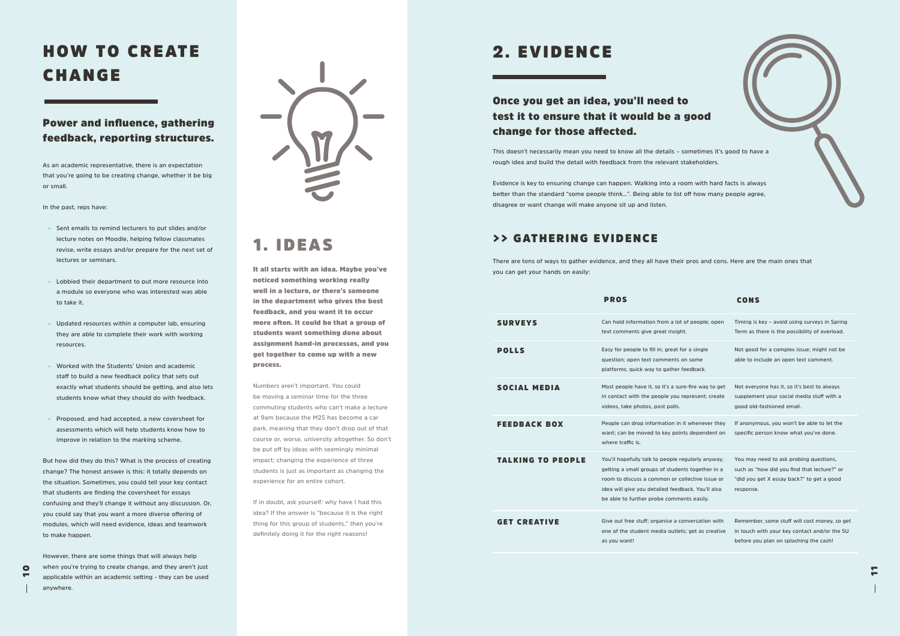# HOW TO CREATE CHANGE

## Power and influence, gathering feedback, reporting structures.

As an academic representative, there is an expectation that you're going to be creating change, whether it be big or small.

In the past, reps have:

- Sent emails to remind lecturers to put slides and/or lecture notes on Moodle, helping fellow classmates revise, write essays and/or prepare for the next set of lectures or seminars.
- Lobbied their department to put more resource into a module so everyone who was interested was able to take it.
- Updated resources within a computer lab, ensuring they are able to complete their work with working resources.
- Worked with the Students' Union and academic staff to build a new feedback policy that sets out exactly what students should be getting, and also lets students know what they should do with feedback.
- Proposed, and had accepted, a new coversheet for assessments which will help students know how to improve in relation to the marking scheme.

But how did they do this? What is the process of creating change? The honest answer is this: it totally depends on the situation. Sometimes, you could tell your key contact that students are finding the coversheet for essays confusing and they'll change it without any discussion. Or, you could say that you want a more diverse offering of modules, which will need evidence, ideas and teamwork to make happen.

However, there are some things that will always help when you're trying to create change, and they aren't just applicable within an academic setting - they can be used anywhere.

# 1. IDEAS

**It all starts with an idea. Maybe you've noticed something working really well in a lecture, or there's someone in the department who gives the best feedback, and you want it to occur more often. It could be that a group of students want something done about assignment hand-in processes, and you get together to come up with a new process.**

Numbers aren't important. You could be moving a seminar time for the three commuting students who can't make a lecture at 9am because the M25 has become a car park, meaning that they don't drop out of that course or, worse, university altogether. So don't be put off by ideas with seemingly minimal impact; changing the experience of three students is just as important as changing the experience for an entire cohort.

If in doubt, ask yourself: why have I had this idea? If the answer is "because it is the right thing for this group of students," then you're definitely doing it for the right reasons!

# 2. EVIDENCE

## Once you get an idea, you'll need to test it to ensure that it would be a good change for those affected.

This doesn't necessarily mean you need to know all the details – sometimes it's good to have a rough idea and build the detail with feedback from the relevant stakeholders.

Evidence is key to ensuring change can happen. Walking into a room with hard facts is always better than the standard "some people think...". Being able to list off how many people agree, disagree or want change will make anyone sit up and listen.

## >> GATHERING EVIDENCE

There are tons of ways to gather evidence, and they all have their pros and cons. Here are the main ones that you can get your hands on easily:

| | PROS | CONS |
|---|---|---|
| **SURVEYS** | Can hold information from a lot of people; open text comments give great insight. | Timing is key – avoid using surveys in Spring Term as there is the possibility of overload. |
| **POLLS** | Easy for people to fill in; great for a single question; open text comments on some platforms; quick way to gather feedback. | Not good for a complex issue; might not be able to include an open text comment. |
| **SOCIAL MEDIA** | Most people have it, so it's a sure-fire way to get in contact with the people you represent; create videos, take photos, post polls. | Not everyone has it, so it's best to always supplement your social media stuff with a good old-fashioned email. |
| **FEEDBACK BOX** | People can drop information in it whenever they want; can be moved to key points dependent on where traffic is. | If anonymous, you won't be able to let the specific person know what you've done. |
| **TALKING TO PEOPLE** | You'll hopefully talk to people regularly anyway; getting a small groups of students together in a room to discuss a common or collective issue or idea will give you detailed feedback. You'll also be able to further probe comments easily. | You may need to ask probing questions, such as "how did you find that lecture?" or "did you get X essay back?" to get a good response. |
| **GET CREATIVE** | Give out free stuff; organise a conversation with one of the student media outlets; get as creative as you want! | Remember, some stuff will cost money, so get in touch with your key contact and/or the SU before you plan on splashing the cash! |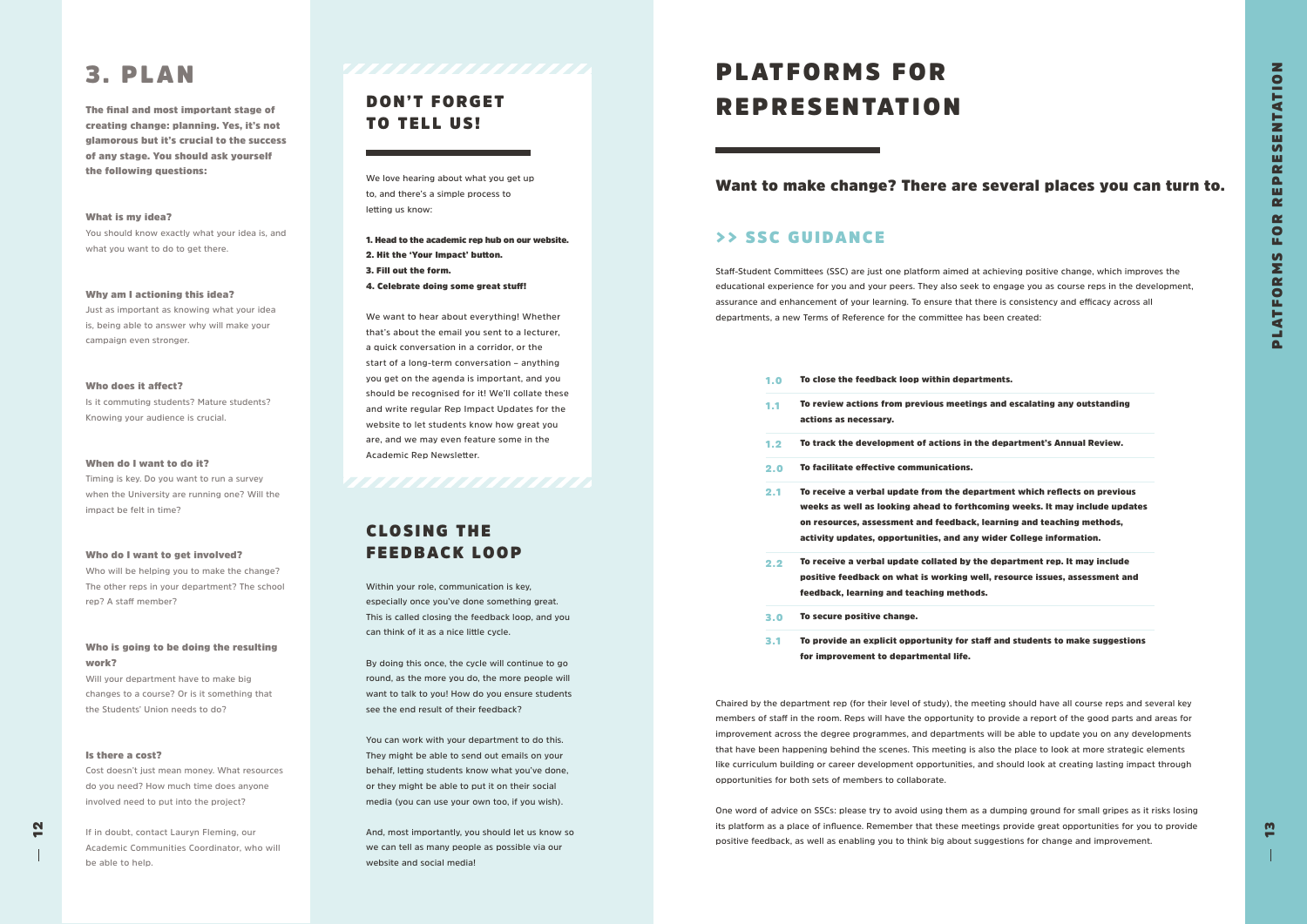# 3. PLAN

**The final and most important stage of creating change: planning. Yes, it's not glamorous but it's crucial to the success of any stage. You should ask yourself the following questions:**

**What is my idea?**
You should know exactly what your idea is, and what you want to do to get there.

**Why am I actioning this idea?**
Just as important as knowing what your idea is, being able to answer why will make your campaign even stronger.

**Who does it affect?**
Is it commuting students? Mature students? Knowing your audience is crucial.

**When do I want to do it?**
Timing is key. Do you want to run a survey when the University are running one? Will the impact be felt in time?

**Who do I want to get involved?**
Who will be helping you to make the change? The other reps in your department? The school rep? A staff member?

**Who is going to be doing the resulting work?**
Will your department have to make big changes to a course? Or is it something that the Students' Union needs to do?

**Is there a cost?**
Cost doesn't just mean money. What resources do you need? How much time does anyone involved need to put into the project?

If in doubt, contact Lauryn Fleming, our Academic Communities Coordinator, who will be able to help.

## DON'T FORGET TO TELL US!

We love hearing about what you get up to, and there's a simple process to letting us know:

**1. Head to the academic rep hub on our website.**
**2. Hit the 'Your Impact' button.**
**3. Fill out the form.**
**4. Celebrate doing some great stuff!**

We want to hear about everything! Whether that's about the email you sent to a lecturer, a quick conversation in a corridor, or the start of a long-term conversation – anything you get on the agenda is important, and you should be recognised for it! We'll collate these and write regular Rep Impact Updates for the website to let students know how great you are, and we may even feature some in the Academic Rep Newsletter.

## CLOSING THE FEEDBACK LOOP

Within your role, communication is key, especially once you've done something great. This is called closing the feedback loop, and you can think of it as a nice little cycle.

By doing this once, the cycle will continue to go round, as the more you do, the more people will want to talk to you! How do you ensure students see the end result of their feedback?

You can work with your department to do this. They might be able to send out emails on your behalf, letting students know what you've done, or they might be able to put it on their social media (you can use your own too, if you wish).

And, most importantly, you should let us know so we can tell as many people as possible via our website and social media!

# PLATFORMS FOR REPRESENTATION

## Want to make change? There are several places you can turn to.

### >> SSC GUIDANCE

Staff-Student Committees (SSC) are just one platform aimed at achieving positive change, which improves the educational experience for you and your peers. They also seek to engage you as course reps in the development, assurance and enhancement of your learning. To ensure that there is consistency and efficacy across all departments, a new Terms of Reference for the committee has been created:

- **1.0** **To close the feedback loop within departments.**
- **1.1** **To review actions from previous meetings and escalating any outstanding actions as necessary.**
- **1.2** **To track the development of actions in the department's Annual Review.**
- **2.0** **To facilitate effective communications.**
- **2.1** **To receive a verbal update from the department which reflects on previous weeks as well as looking ahead to forthcoming weeks. It may include updates on resources, assessment and feedback, learning and teaching methods, activity updates, opportunities, and any wider College information.**
- **2.2** **To receive a verbal update collated by the department rep. It may include positive feedback on what is working well, resource issues, assessment and feedback, learning and teaching methods.**
- **3.0** **To secure positive change.**
- **3.1** **To provide an explicit opportunity for staff and students to make suggestions for improvement to departmental life.**

Chaired by the department rep (for their level of study), the meeting should have all course reps and several key members of staff in the room. Reps will have the opportunity to provide a report of the good parts and areas for improvement across the degree programmes, and departments will be able to update you on any developments that have been happening behind the scenes. This meeting is also the place to look at more strategic elements like curriculum building or career development opportunities, and should look at creating lasting impact through opportunities for both sets of members to collaborate.

One word of advice on SSCs: please try to avoid using them as a dumping ground for small gripes as it risks losing its platform as a place of influence. Remember that these meetings provide great opportunities for you to provide positive feedback, as well as enabling you to think big about suggestions for change and improvement.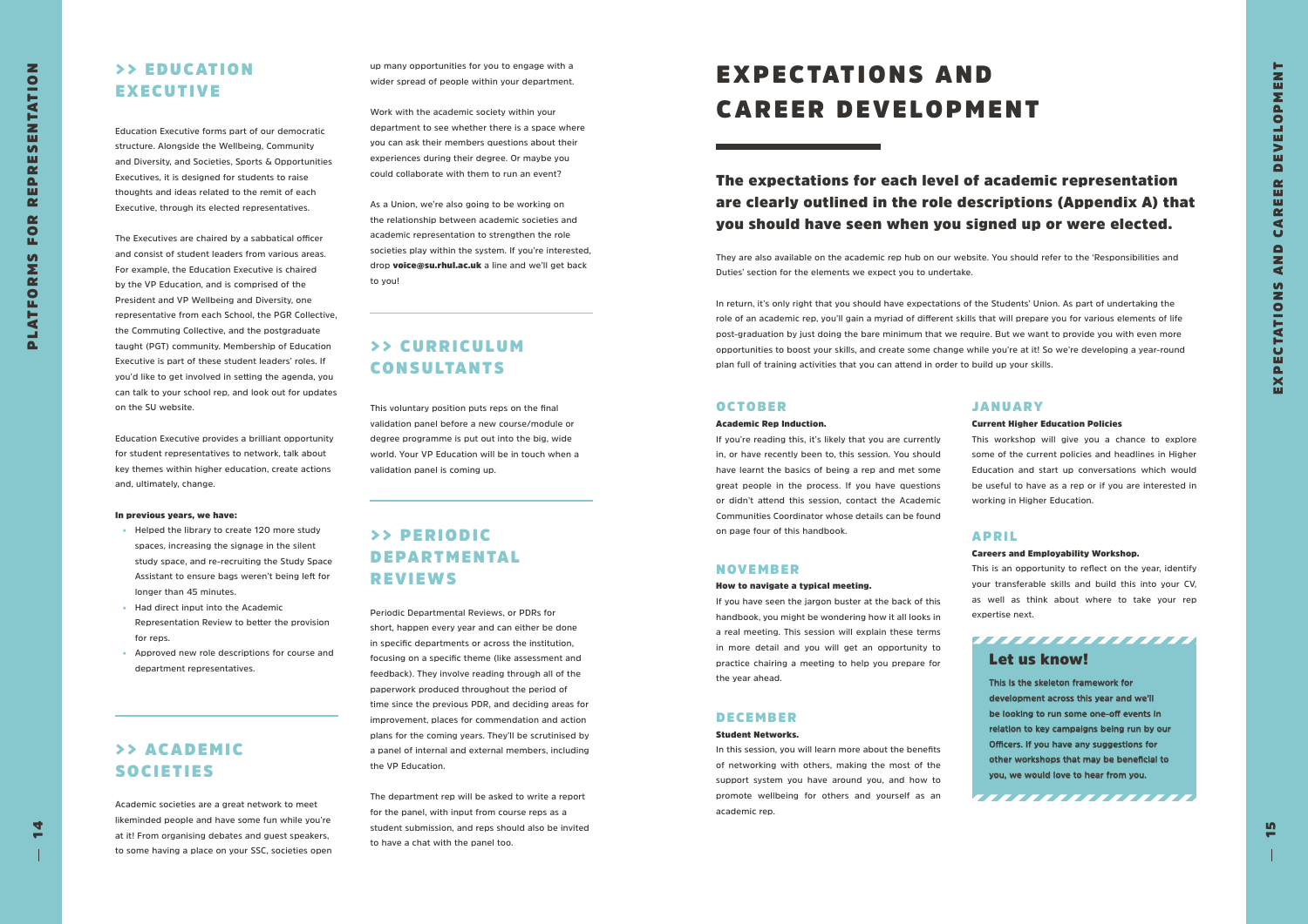## >> EDUCATION EXECUTIVE

Education Executive forms part of our democratic structure. Alongside the Wellbeing, Community and Diversity, and Societies, Sports & Opportunities Executives, it is designed for students to raise thoughts and ideas related to the remit of each Executive, through its elected representatives.

The Executives are chaired by a sabbatical officer and consist of student leaders from various areas. For example, the Education Executive is chaired by the VP Education, and is comprised of the President and VP Wellbeing and Diversity, one representative from each School, the PGR Collective, the Commuting Collective, and the postgraduate taught (PGT) community. Membership of Education Executive is part of these student leaders' roles. If you'd like to get involved in setting the agenda, you can talk to your school rep, and look out for updates on the SU website.

Education Executive provides a brilliant opportunity for student representatives to network, talk about key themes within higher education, create actions and, ultimately, change.

**In previous years, we have:**

- Helped the library to create 120 more study spaces, increasing the signage in the silent study space, and re-recruiting the Study Space Assistant to ensure bags weren't being left for longer than 45 minutes.
- Had direct input into the Academic Representation Review to better the provision for reps.
- Approved new role descriptions for course and department representatives.

## >> ACADEMIC SOCIETIES

Academic societies are a great network to meet likeminded people and have some fun while you're at it! From organising debates and guest speakers, to some having a place on your SSC, societies open up many opportunities for you to engage with a wider spread of people within your department.

Work with the academic society within your department to see whether there is a space where you can ask their members questions about their experiences during their degree. Or maybe you could collaborate with them to run an event?

As a Union, we're also going to be working on the relationship between academic societies and academic representation to strengthen the role societies play within the system. If you're interested, drop **voice@su.rhul.ac.uk** a line and we'll get back to you!

## >> CURRICULUM CONSULTANTS

This voluntary position puts reps on the final validation panel before a new course/module or degree programme is put out into the big, wide world. Your VP Education will be in touch when a validation panel is coming up.

## >> PERIODIC DEPARTMENTAL REVIEWS

Periodic Departmental Reviews, or PDRs for short, happen every year and can either be done in specific departments or across the institution, focusing on a specific theme (like assessment and feedback). They involve reading through all of the paperwork produced throughout the period of time since the previous PDR, and deciding areas for improvement, places for commendation and action plans for the coming years. They'll be scrutinised by a panel of internal and external members, including the VP Education.

The department rep will be asked to write a report for the panel, with input from course reps as a student submission, and reps should also be invited to have a chat with the panel too.

# EXPECTATIONS AND CAREER DEVELOPMENT

**The expectations for each level of academic representation are clearly outlined in the role descriptions (Appendix A) that you should have seen when you signed up or were elected.**

They are also available on the academic rep hub on our website. You should refer to the 'Responsibilities and Duties' section for the elements we expect you to undertake.

In return, it's only right that you should have expectations of the Students' Union. As part of undertaking the role of an academic rep, you'll gain a myriad of different skills that will prepare you for various elements of life post-graduation by just doing the bare minimum that we require. But we want to provide you with even more opportunities to boost your skills, and create some change while you're at it! So we're developing a year-round plan full of training activities that you can attend in order to build up your skills.

### OCTOBER

**Academic Rep Induction.**

If you're reading this, it's likely that you are currently in, or have recently been to, this session. You should have learnt the basics of being a rep and met some great people in the process. If you have questions or didn't attend this session, contact the Academic Communities Coordinator whose details can be found on page four of this handbook.

### NOVEMBER

**How to navigate a typical meeting.**

If you have seen the jargon buster at the back of this handbook, you might be wondering how it all looks in a real meeting. This session will explain these terms in more detail and you will get an opportunity to practice chairing a meeting to help you prepare for the year ahead.

### DECEMBER

**Student Networks.**

In this session, you will learn more about the benefits of networking with others, making the most of the support system you have around you, and how to promote wellbeing for others and yourself as an academic rep.

### JANUARY

**Current Higher Education Policies**

This workshop will give you a chance to explore some of the current policies and headlines in Higher Education and start up conversations which would be useful to have as a rep or if you are interested in working in Higher Education.

### APRIL

**Careers and Employability Workshop.**

This is an opportunity to reflect on the year, identify your transferable skills and build this into your CV, as well as think about where to take your rep expertise next.

### Let us know!

**This is the skeleton framework for development across this year and we'll be looking to run some one-off events in relation to key campaigns being run by our Officers. If you have any suggestions for other workshops that may be beneficial to you, we would love to hear from you.**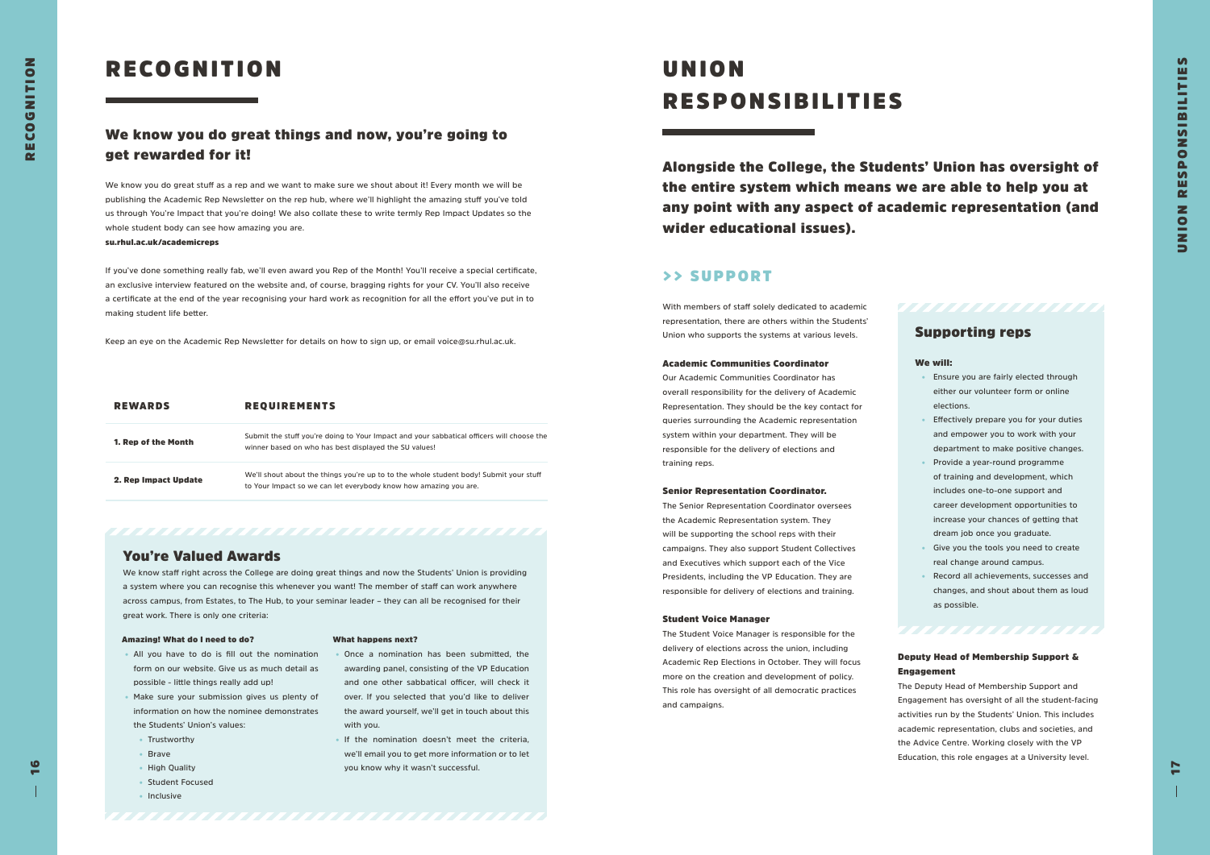# RECOGNITION

## We know you do great things and now, you're going to get rewarded for it!

We know you do great stuff as a rep and we want to make sure we shout about it! Every month we will be publishing the Academic Rep Newsletter on the rep hub, where we'll highlight the amazing stuff you've told us through You're Impact that you're doing! We also collate these to write termly Rep Impact Updates so the whole student body can see how amazing you are.

**su.rhul.ac.uk/academicreps**

If you've done something really fab, we'll even award you Rep of the Month! You'll receive a special certificate, an exclusive interview featured on the website and, of course, bragging rights for your CV. You'll also receive a certificate at the end of the year recognising your hard work as recognition for all the effort you've put in to making student life better.

Keep an eye on the Academic Rep Newsletter for details on how to sign up, or email voice@su.rhul.ac.uk.

| REWARDS | REQUIREMENTS |
|---|---|
| **1. Rep of the Month** | Submit the stuff you're doing to Your Impact and your sabbatical officers will choose the winner based on who has best displayed the SU values! |
| **2. Rep Impact Update** | We'll shout about the things you're up to to the whole student body! Submit your stuff to Your Impact so we can let everybody know how amazing you are. |

## You're Valued Awards

We know staff right across the College are doing great things and now the Students' Union is providing a system where you can recognise this whenever you want! The member of staff can work anywhere across campus, from Estates, to The Hub, to your seminar leader – they can all be recognised for their great work. There is only one criteria:

**Amazing! What do I need to do?**

- All you have to do is fill out the nomination form on our website. Give us as much detail as possible - little things really add up!
- Make sure your submission gives us plenty of information on how the nominee demonstrates the Students' Union's values:
  - Trustworthy
  - Brave
  - High Quality
  - Student Focused
  - Inclusive

**What happens next?**

- Once a nomination has been submitted, the awarding panel, consisting of the VP Education and one other sabbatical officer, will check it over. If you selected that you'd like to deliver the award yourself, we'll get in touch about this with you.
- If the nomination doesn't meet the criteria, we'll email you to get more information or to let you know why it wasn't successful.

# UNION RESPONSIBILITIES

**Alongside the College, the Students' Union has oversight of the entire system which means we are able to help you at any point with any aspect of academic representation (and wider educational issues).**

## >> SUPPORT

With members of staff solely dedicated to academic representation, there are others within the Students' Union who supports the systems at various levels.

**Academic Communities Coordinator**

Our Academic Communities Coordinator has overall responsibility for the delivery of Academic Representation. They should be the key contact for queries surrounding the Academic representation system within your department. They will be responsible for the delivery of elections and training reps.

**Senior Representation Coordinator.**

The Senior Representation Coordinator oversees the Academic Representation system. They will be supporting the school reps with their campaigns. They also support Student Collectives and Executives which support each of the Vice Presidents, including the VP Education. They are responsible for delivery of elections and training.

**Student Voice Manager**

The Student Voice Manager is responsible for the delivery of elections across the union, including Academic Rep Elections in October. They will focus more on the creation and development of policy. This role has oversight of all democratic practices and campaigns.

### Supporting reps

**We will:**

- Ensure you are fairly elected through either our volunteer form or online elections.
- Effectively prepare you for your duties and empower you to work with your department to make positive changes.
- Provide a year-round programme of training and development, which includes one-to-one support and career development opportunities to increase your chances of getting that dream job once you graduate.
- Give you the tools you need to create real change around campus.
- Record all achievements, successes and changes, and shout about them as loud as possible.

**Deputy Head of Membership Support & Engagement**

The Deputy Head of Membership Support and Engagement has oversight of all the student-facing activities run by the Students' Union. This includes academic representation, clubs and societies, and the Advice Centre. Working closely with the VP Education, this role engages at a University level.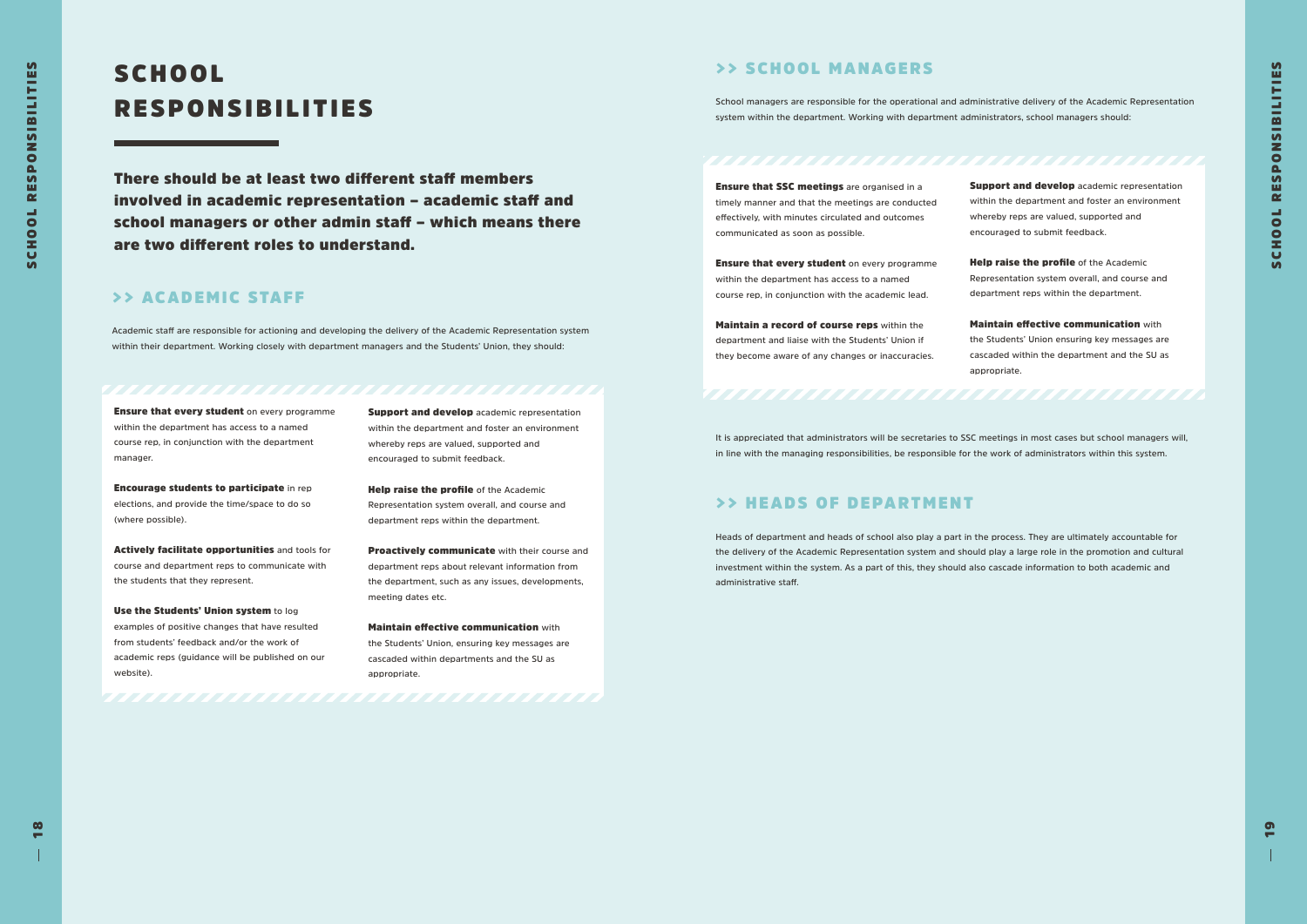# SCHOOL RESPONSIBILITIES

**There should be at least two different staff members involved in academic representation – academic staff and school managers or other admin staff – which means there are two different roles to understand.**

## >> ACADEMIC STAFF

Academic staff are responsible for actioning and developing the delivery of the Academic Representation system within their department. Working closely with department managers and the Students' Union, they should:

**Ensure that every student** on every programme within the department has access to a named course rep, in conjunction with the department manager.

**Encourage students to participate** in rep elections, and provide the time/space to do so (where possible).

**Actively facilitate opportunities** and tools for course and department reps to communicate with the students that they represent.

**Use the Students' Union system** to log examples of positive changes that have resulted from students' feedback and/or the work of academic reps (guidance will be published on our website).

**Support and develop** academic representation within the department and foster an environment whereby reps are valued, supported and encouraged to submit feedback.

**Help raise the profile** of the Academic Representation system overall, and course and department reps within the department.

**Proactively communicate** with their course and department reps about relevant information from the department, such as any issues, developments, meeting dates etc.

**Maintain effective communication** with the Students' Union, ensuring key messages are cascaded within departments and the SU as appropriate.

## >> SCHOOL MANAGERS

School managers are responsible for the operational and administrative delivery of the Academic Representation system within the department. Working with department administrators, school managers should:

**Ensure that SSC meetings** are organised in a timely manner and that the meetings are conducted effectively, with minutes circulated and outcomes communicated as soon as possible.

**Ensure that every student** on every programme within the department has access to a named course rep, in conjunction with the academic lead.

**Maintain a record of course reps** within the department and liaise with the Students' Union if they become aware of any changes or inaccuracies.

**Support and develop** academic representation within the department and foster an environment whereby reps are valued, supported and encouraged to submit feedback.

**Help raise the profile** of the Academic Representation system overall, and course and department reps within the department.

**Maintain effective communication** with the Students' Union ensuring key messages are cascaded within the department and the SU as appropriate.

It is appreciated that administrators will be secretaries to SSC meetings in most cases but school managers will, in line with the managing responsibilities, be responsible for the work of administrators within this system.

## >> HEADS OF DEPARTMENT

Heads of department and heads of school also play a part in the process. They are ultimately accountable for the delivery of the Academic Representation system and should play a large role in the promotion and cultural investment within the system. As a part of this, they should also cascade information to both academic and administrative staff.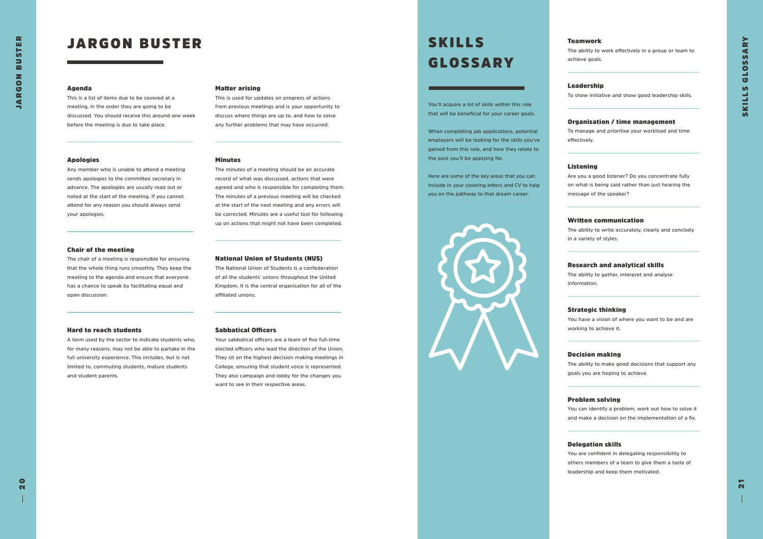# JARGON BUSTER

### Agenda

This is a list of items due to be covered at a meeting, in the order they are going to be discussed. You should receive this around one week before the meeting is due to take place.

### Apologies

Any member who is unable to attend a meeting sends apologies to the committee secretary in advance. The apologies are usually read out or noted at the start of the meeting. If you cannot attend for any reason you should always send your apologies.

### Chair of the meeting

The chair of a meeting is responsible for ensuring that the whole thing runs smoothly. They keep the meeting to the agenda and ensure that everyone has a chance to speak by facilitating equal and open discussion.

### Hard to reach students

A term used by the sector to indicate students who, for many reasons, may not be able to partake in the full university experience. This includes, but is not limited to, commuting students, mature students and student parents.

### Matter arising

This is used for updates on progress of actions from previous meetings and is your opportunity to discuss where things are up to, and how to solve any further problems that may have occurred.

### Minutes

The minutes of a meeting should be an accurate record of what was discussed, actions that were agreed and who is responsible for completing them. The minutes of a previous meeting will be checked at the start of the next meeting and any errors will be corrected. Minutes are a useful tool for following up on actions that might not have been completed.

### National Union of Students (NUS)

The National Union of Students is a confederation of all the students' unions throughout the United Kingdom. It is the central organisation for all of the affiliated unions.

### Sabbatical Officers

Your sabbatical officers are a team of five full-time elected officers who lead the direction of the Union. They sit on the highest decision making meetings in College, ensuring that student voice is represented. They also campaign and lobby for the changes you want to see in their respective areas.

# SKILLS GLOSSARY

You'll acquire a lot of skills within this role that will be beneficial for your career goals.

When completing job applications, potential employers will be looking for the skills you've gained from this role, and how they relate to the post you'll be applying for.

Here are some of the key areas that you can include in your covering letters and CV to help you on the pathway to that dream career.

### Teamwork

The ability to work effectively in a group or team to achieve goals.

### Leadership

To show initiative and show good leadership skills.

### Organisation / time management

To manage and prioritise your workload and time effectively.

### Listening

Are you a good listener? Do you concentrate fully on what is being said rather than just hearing the message of the speaker?

### Written communication

The ability to write accurately, clearly and concisely in a variety of styles.

### Research and analytical skills

The ability to gather, interpret and analyse information.

### Strategic thinking

You have a vision of where you want to be and are working to achieve it.

### Decision making

The ability to make good decisions that support any goals you are hoping to achieve.

### Problem solving

You can identify a problem, work out how to solve it and make a decision on the implementation of a fix.

### Delegation skills

You are confident in delegating responsibility to others members of a team to give them a taste of leadership and keep them motivated.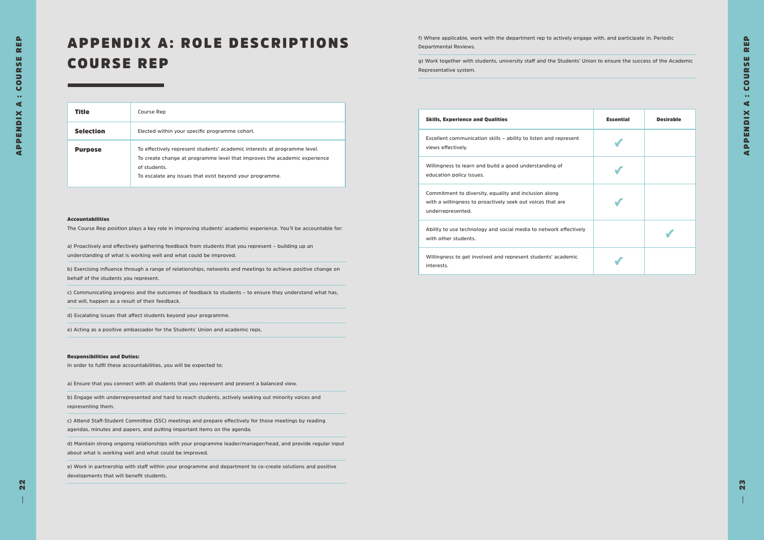# APPENDIX A: ROLE DESCRIPTIONS COURSE REP

| **Title** | Course Rep |
| --- | --- |
| **Selection** | Elected within your specific programme cohort. |
| **Purpose** | To effectively represent students' academic interests at programme level.<br>To create change at programme level that improves the academic experience of students.<br>To escalate any issues that exist beyond your programme. |

**Accountabilities**

The Course Rep position plays a key role in improving students' academic experience. You'll be accountable for:

a) Proactively and effectively gathering feedback from students that you represent – building up an understanding of what is working well and what could be improved.

b) Exercising influence through a range of relationships, networks and meetings to achieve positive change on behalf of the students you represent.

c) Communicating progress and the outcomes of feedback to students – to ensure they understand what has, and will, happen as a result of their feedback.

d) Escalating issues that affect students beyond your programme.

e) Acting as a positive ambassador for the Students' Union and academic reps.

**Responsibilities and Duties:**

In order to fulfil these accountabilities, you will be expected to:

a) Ensure that you connect with all students that you represent and present a balanced view.

b) Engage with underrepresented and hard to reach students, actively seeking out minority voices and representing them.

c) Attend Staff-Student Committee (SSC) meetings and prepare effectively for those meetings by reading agendas, minutes and papers, and putting important items on the agenda.

d) Maintain strong ongoing relationships with your programme leader/manager/head, and provide regular input about what is working well and what could be improved.

e) Work in partnership with staff within your programme and department to co-create solutions and positive developments that will benefit students.

f) Where applicable, work with the department rep to actively engage with, and participate in, Periodic Departmental Reviews.

g) Work together with students, university staff and the Students' Union to ensure the success of the Academic Representative system.

| **Skills, Experience and Qualities** | **Essential** | **Desirable** |
| --- | --- | --- |
| Excellent communication skills – ability to listen and represent views effectively. | ✔ | |
| Willingness to learn and build a good understanding of education policy issues. | ✔ | |
| Commitment to diversity, equality and inclusion along with a willingness to proactively seek out voices that are underrepresented. | ✔ | |
| Ability to use technology and social media to network effectively with other students. | | ✔ |
| Willingness to get involved and represent students' academic interests. | ✔ | |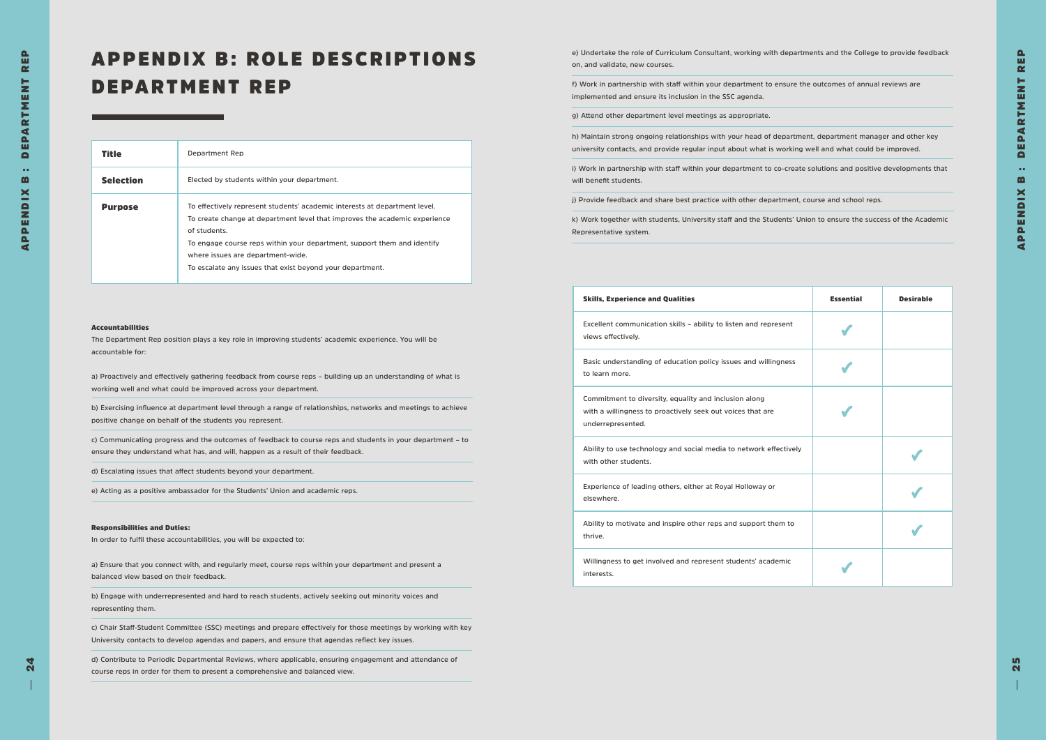# APPENDIX B: ROLE DESCRIPTIONS DEPARTMENT REP

| **Title** | Department Rep |
|---|---|
| **Selection** | Elected by students within your department. |
| **Purpose** | To effectively represent students' academic interests at department level. To create change at department level that improves the academic experience of students. To engage course reps within your department, support them and identify where issues are department-wide. To escalate any issues that exist beyond your department. |

**Accountabilities**

The Department Rep position plays a key role in improving students' academic experience. You will be accountable for:

a) Proactively and effectively gathering feedback from course reps – building up an understanding of what is working well and what could be improved across your department.

b) Exercising influence at department level through a range of relationships, networks and meetings to achieve positive change on behalf of the students you represent.

c) Communicating progress and the outcomes of feedback to course reps and students in your department – to ensure they understand what has, and will, happen as a result of their feedback.

d) Escalating issues that affect students beyond your department.

e) Acting as a positive ambassador for the Students' Union and academic reps.

**Responsibilities and Duties:**

In order to fulfil these accountabilities, you will be expected to:

a) Ensure that you connect with, and regularly meet, course reps within your department and present a balanced view based on their feedback.

b) Engage with underrepresented and hard to reach students, actively seeking out minority voices and representing them.

c) Chair Staff-Student Committee (SSC) meetings and prepare effectively for those meetings by working with key University contacts to develop agendas and papers, and ensure that agendas reflect key issues.

d) Contribute to Periodic Departmental Reviews, where applicable, ensuring engagement and attendance of course reps in order for them to present a comprehensive and balanced view.

e) Undertake the role of Curriculum Consultant, working with departments and the College to provide feedback on, and validate, new courses.

f) Work in partnership with staff within your department to ensure the outcomes of annual reviews are implemented and ensure its inclusion in the SSC agenda.

g) Attend other department level meetings as appropriate.

h) Maintain strong ongoing relationships with your head of department, department manager and other key university contacts, and provide regular input about what is working well and what could be improved.

i) Work in partnership with staff within your department to co-create solutions and positive developments that will benefit students.

j) Provide feedback and share best practice with other department, course and school reps.

k) Work together with students, University staff and the Students' Union to ensure the success of the Academic Representative system.

| **Skills, Experience and Qualities** | **Essential** | **Desirable** |
|---|---|---|
| Excellent communication skills – ability to listen and represent views effectively. | ✓ | |
| Basic understanding of education policy issues and willingness to learn more. | ✓ | |
| Commitment to diversity, equality and inclusion along with a willingness to proactively seek out voices that are underrepresented. | ✓ | |
| Ability to use technology and social media to network effectively with other students. | | ✓ |
| Experience of leading others, either at Royal Holloway or elsewhere. | | ✓ |
| Ability to motivate and inspire other reps and support them to thrive. | | ✓ |
| Willingness to get involved and represent students' academic interests. | ✓ | |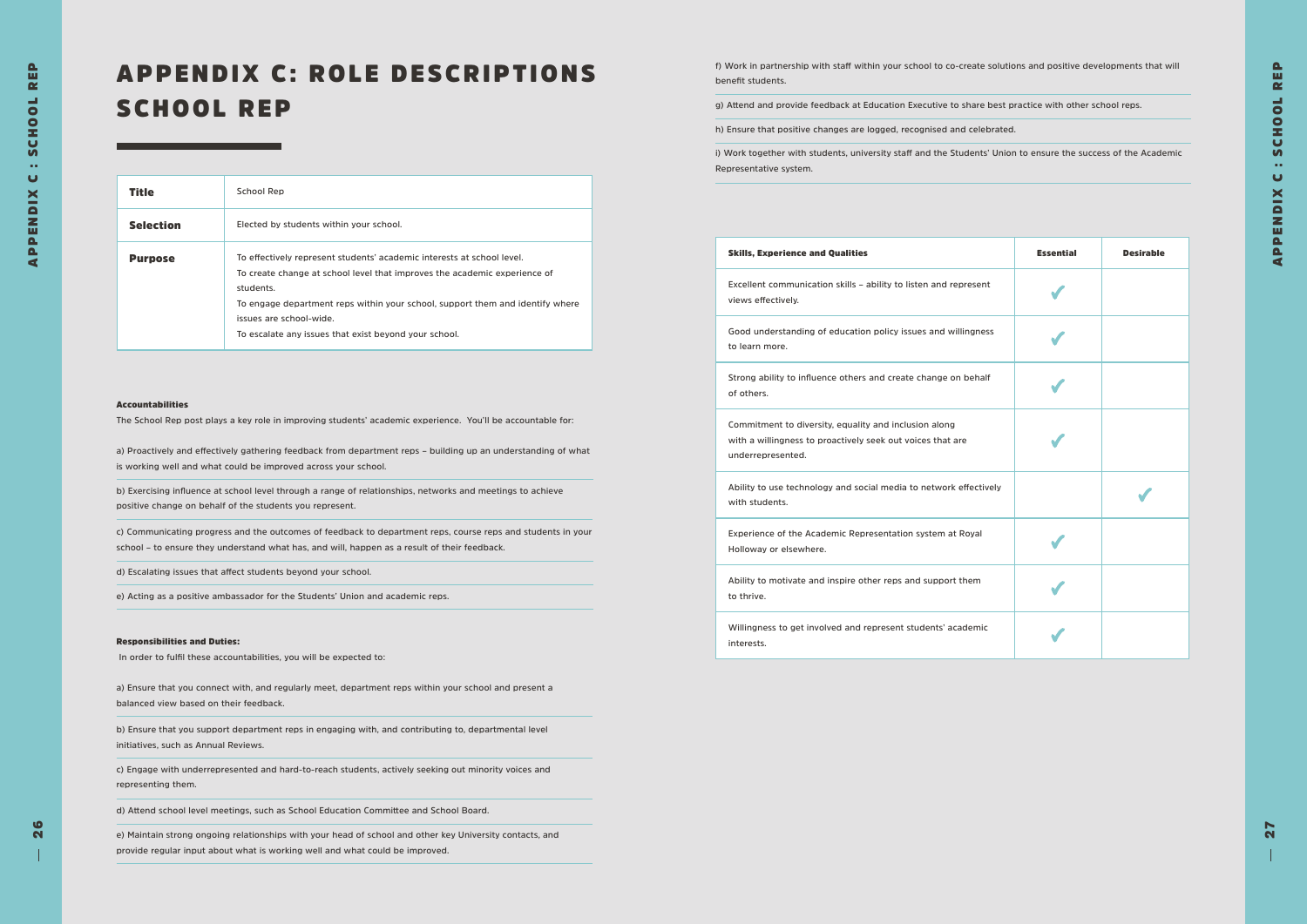# APPENDIX C: ROLE DESCRIPTIONS SCHOOL REP

| **Title** | School Rep |
|---|---|
| **Selection** | Elected by students within your school. |
| **Purpose** | To effectively represent students' academic interests at school level. To create change at school level that improves the academic experience of students. To engage department reps within your school, support them and identify where issues are school-wide. To escalate any issues that exist beyond your school. |

**Accountabilities**

The School Rep post plays a key role in improving students' academic experience. You'll be accountable for:

a) Proactively and effectively gathering feedback from department reps – building up an understanding of what is working well and what could be improved across your school.

b) Exercising influence at school level through a range of relationships, networks and meetings to achieve positive change on behalf of the students you represent.

c) Communicating progress and the outcomes of feedback to department reps, course reps and students in your school – to ensure they understand what has, and will, happen as a result of their feedback.

d) Escalating issues that affect students beyond your school.

e) Acting as a positive ambassador for the Students' Union and academic reps.

**Responsibilities and Duties:**

In order to fulfil these accountabilities, you will be expected to:

a) Ensure that you connect with, and regularly meet, department reps within your school and present a balanced view based on their feedback.

b) Ensure that you support department reps in engaging with, and contributing to, departmental level initiatives, such as Annual Reviews.

c) Engage with underrepresented and hard-to-reach students, actively seeking out minority voices and representing them.

d) Attend school level meetings, such as School Education Committee and School Board.

e) Maintain strong ongoing relationships with your head of school and other key University contacts, and provide regular input about what is working well and what could be improved.

f) Work in partnership with staff within your school to co-create solutions and positive developments that will benefit students.

g) Attend and provide feedback at Education Executive to share best practice with other school reps.

h) Ensure that positive changes are logged, recognised and celebrated.

i) Work together with students, university staff and the Students' Union to ensure the success of the Academic Representative system.

| **Skills, Experience and Qualities** | **Essential** | **Desirable** |
|---|---|---|
| Excellent communication skills – ability to listen and represent views effectively. | ✔ | |
| Good understanding of education policy issues and willingness to learn more. | ✔ | |
| Strong ability to influence others and create change on behalf of others. | ✔ | |
| Commitment to diversity, equality and inclusion along with a willingness to proactively seek out voices that are underrepresented. | ✔ | |
| Ability to use technology and social media to network effectively with students. | | ✔ |
| Experience of the Academic Representation system at Royal Holloway or elsewhere. | ✔ | |
| Ability to motivate and inspire other reps and support them to thrive. | ✔ | |
| Willingness to get involved and represent students' academic interests. | ✔ | |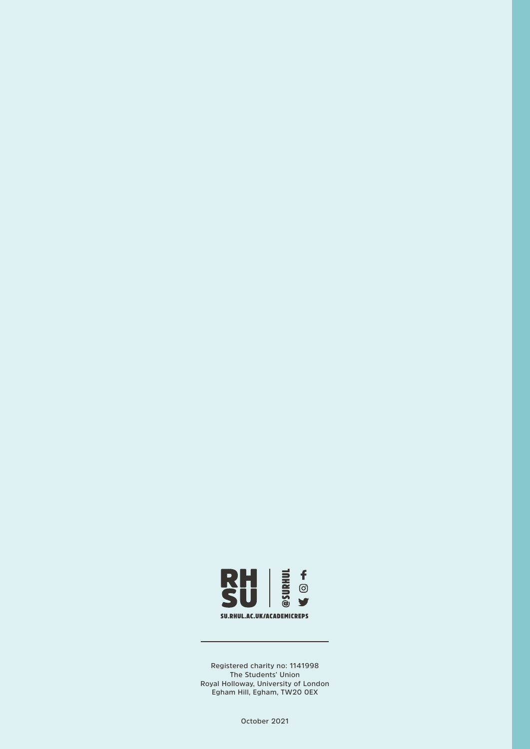RH SU | @SURHUL

SU.RHUL.AC.UK/ACADEMICREPS

Registered charity no: 1141998
The Students' Union
Royal Holloway, University of London
Egham Hill, Egham, TW20 0EX

October 2021